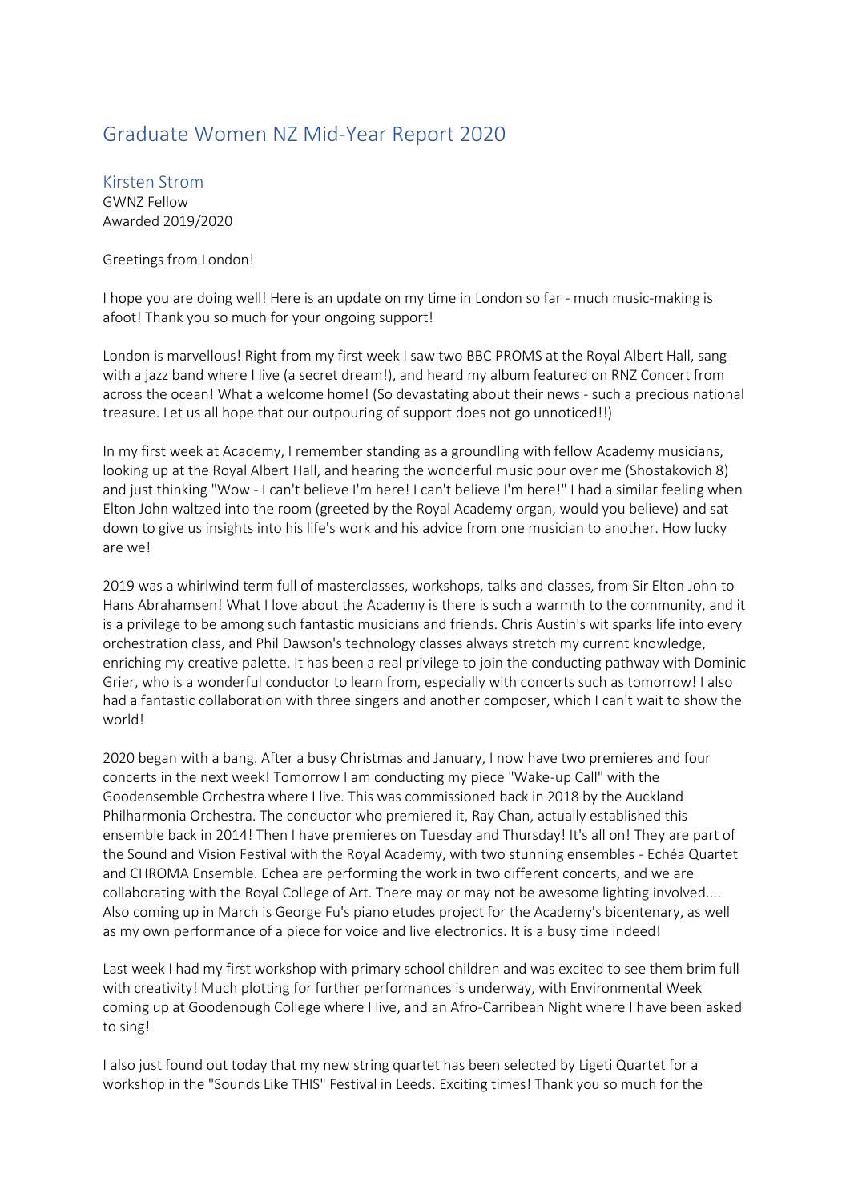# Graduate Women NZ Mid-Year Report 2020

## Kirsten Strom

GWNZ Fellow
Awarded 2019/2020

Greetings from London!

I hope you are doing well! Here is an update on my time in London so far - much music-making is afoot! Thank you so much for your ongoing support!

London is marvellous! Right from my first week I saw two BBC PROMS at the Royal Albert Hall, sang with a jazz band where I live (a secret dream!), and heard my album featured on RNZ Concert from across the ocean! What a welcome home! (So devastating about their news - such a precious national treasure. Let us all hope that our outpouring of support does not go unnoticed!!)

In my first week at Academy, I remember standing as a groundling with fellow Academy musicians, looking up at the Royal Albert Hall, and hearing the wonderful music pour over me (Shostakovich 8) and just thinking "Wow - I can't believe I'm here! I can't believe I'm here!" I had a similar feeling when Elton John waltzed into the room (greeted by the Royal Academy organ, would you believe) and sat down to give us insights into his life's work and his advice from one musician to another. How lucky are we!

2019 was a whirlwind term full of masterclasses, workshops, talks and classes, from Sir Elton John to Hans Abrahamsen! What I love about the Academy is there is such a warmth to the community, and it is a privilege to be among such fantastic musicians and friends. Chris Austin's wit sparks life into every orchestration class, and Phil Dawson's technology classes always stretch my current knowledge, enriching my creative palette. It has been a real privilege to join the conducting pathway with Dominic Grier, who is a wonderful conductor to learn from, especially with concerts such as tomorrow! I also had a fantastic collaboration with three singers and another composer, which I can't wait to show the world!

2020 began with a bang. After a busy Christmas and January, I now have two premieres and four concerts in the next week! Tomorrow I am conducting my piece "Wake-up Call" with the Goodensemble Orchestra where I live. This was commissioned back in 2018 by the Auckland Philharmonia Orchestra. The conductor who premiered it, Ray Chan, actually established this ensemble back in 2014! Then I have premieres on Tuesday and Thursday! It's all on! They are part of the Sound and Vision Festival with the Royal Academy, with two stunning ensembles - Echéa Quartet and CHROMA Ensemble. Echea are performing the work in two different concerts, and we are collaborating with the Royal College of Art. There may or may not be awesome lighting involved.... Also coming up in March is George Fu's piano etudes project for the Academy's bicentenary, as well as my own performance of a piece for voice and live electronics. It is a busy time indeed!

Last week I had my first workshop with primary school children and was excited to see them brim full with creativity! Much plotting for further performances is underway, with Environmental Week coming up at Goodenough College where I live, and an Afro-Carribean Night where I have been asked to sing!

I also just found out today that my new string quartet has been selected by Ligeti Quartet for a workshop in the "Sounds Like THIS" Festival in Leeds. Exciting times! Thank you so much for the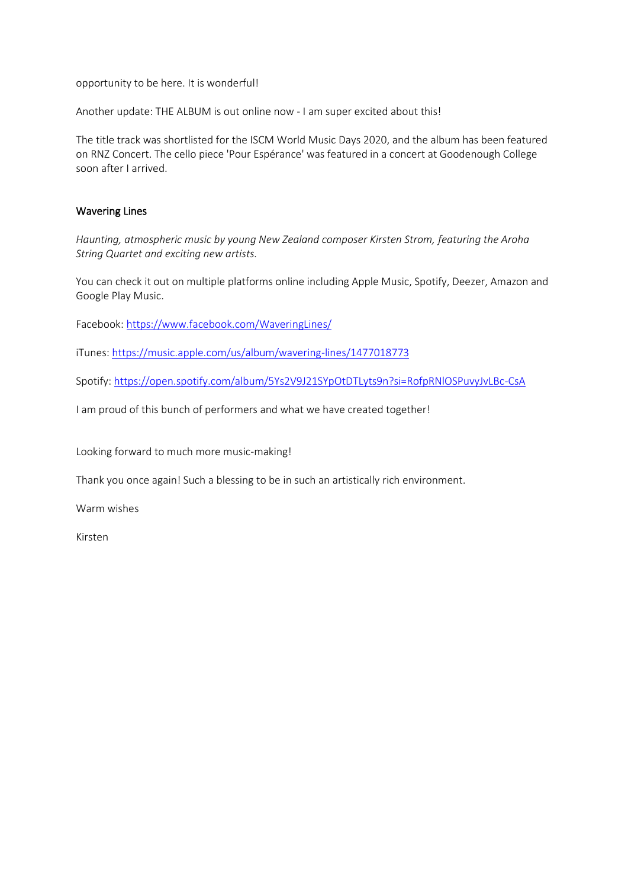opportunity to be here. It is wonderful!

Another update: THE ALBUM is out online now - I am super excited about this!

The title track was shortlisted for the ISCM World Music Days 2020, and the album has been featured on RNZ Concert. The cello piece 'Pour Espérance' was featured in a concert at Goodenough College soon after I arrived.

## Wavering Lines

*Haunting, atmospheric music by young New Zealand composer Kirsten Strom, featuring the Aroha String Quartet and exciting new artists.*

You can check it out on multiple platforms online including Apple Music, Spotify, Deezer, Amazon and Google Play Music.

Facebook: https://www.facebook.com/WaveringLines/

iTunes: https://music.apple.com/us/album/wavering-lines/1477018773

Spotify: https://open.spotify.com/album/5Ys2V9J21SYpOtDTLyts9n?si=RofpRNlOSPuvyJvLBc-CsA

I am proud of this bunch of performers and what we have created together!

Looking forward to much more music-making!

Thank you once again! Such a blessing to be in such an artistically rich environment.

Warm wishes

Kirsten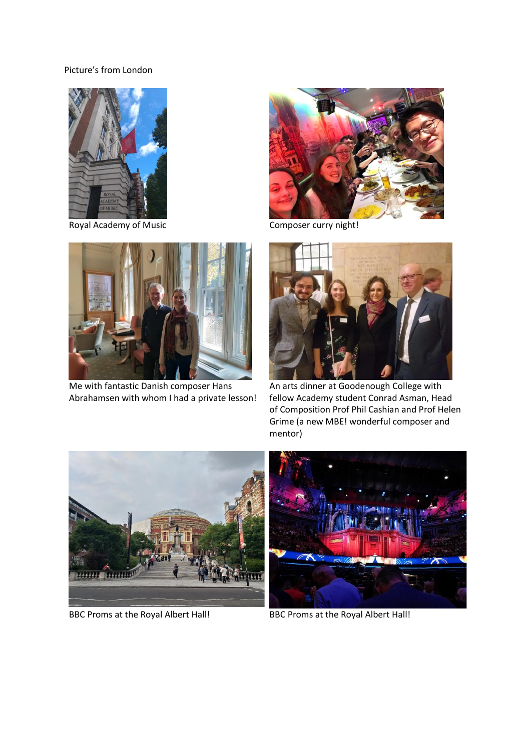Picture's from London

Royal Academy of Music

Composer curry night!

Me with fantastic Danish composer Hans Abrahamsen with whom I had a private lesson!

An arts dinner at Goodenough College with fellow Academy student Conrad Asman, Head of Composition Prof Phil Cashian and Prof Helen Grime (a new MBE! wonderful composer and mentor)

BBC Proms at the Royal Albert Hall!

BBC Proms at the Royal Albert Hall!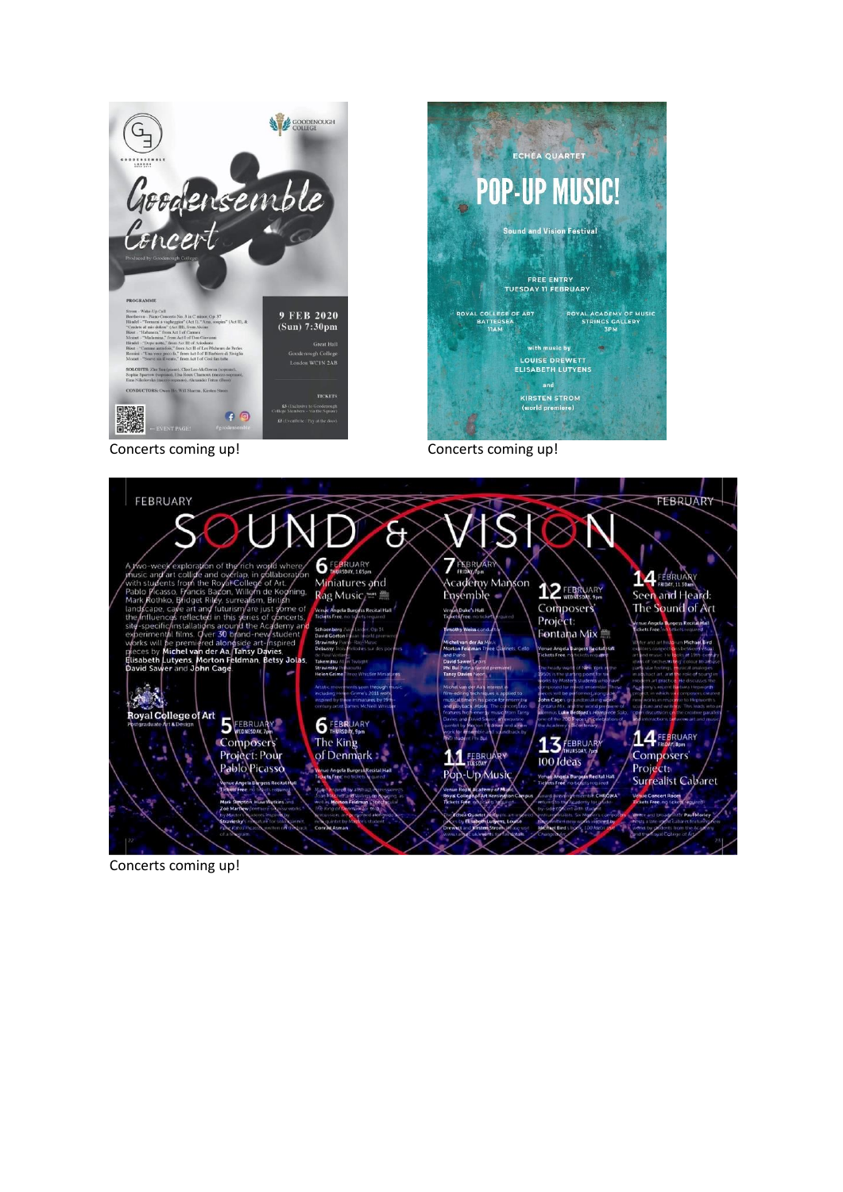Concerts coming up!

Concerts coming up!

Concerts coming up!